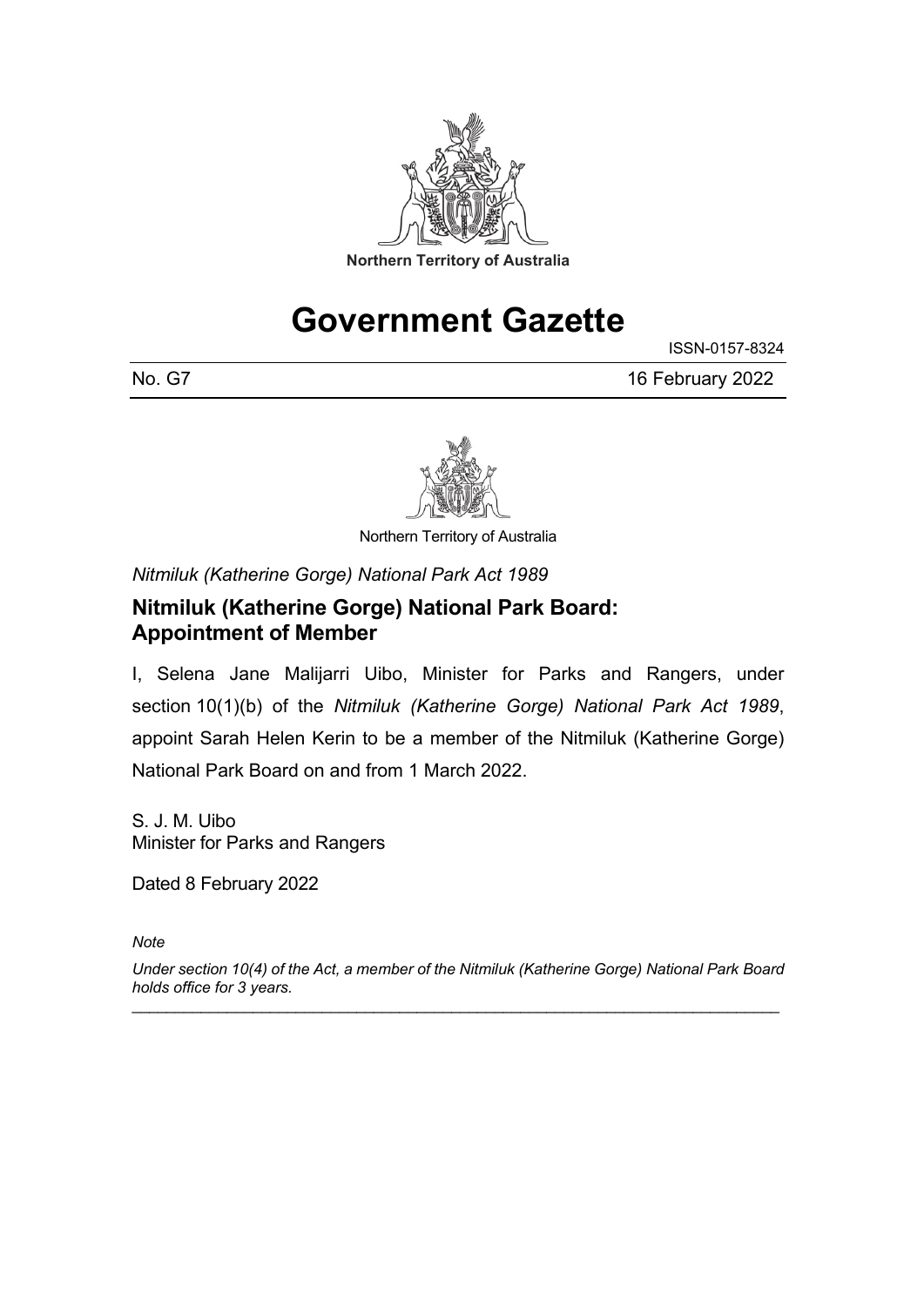Northern Territory of Australia

# Government Gazette

ISSN-0157-8324

No. G7 16 February 2022

Northern Territory of Australia

*Nitmiluk (Katherine Gorge) National Park Act 1989*

## Nitmiluk (Katherine Gorge) National Park Board: Appointment of Member

I, Selena Jane Malijarri Uibo, Minister for Parks and Rangers, under section 10(1)(b) of the *Nitmiluk (Katherine Gorge) National Park Act 1989*, appoint Sarah Helen Kerin to be a member of the Nitmiluk (Katherine Gorge) National Park Board on and from 1 March 2022.

S. J. M. Uibo
Minister for Parks and Rangers

Dated 8 February 2022

*Note*

*Under section 10(4) of the Act, a member of the Nitmiluk (Katherine Gorge) National Park Board holds office for 3 years.*

---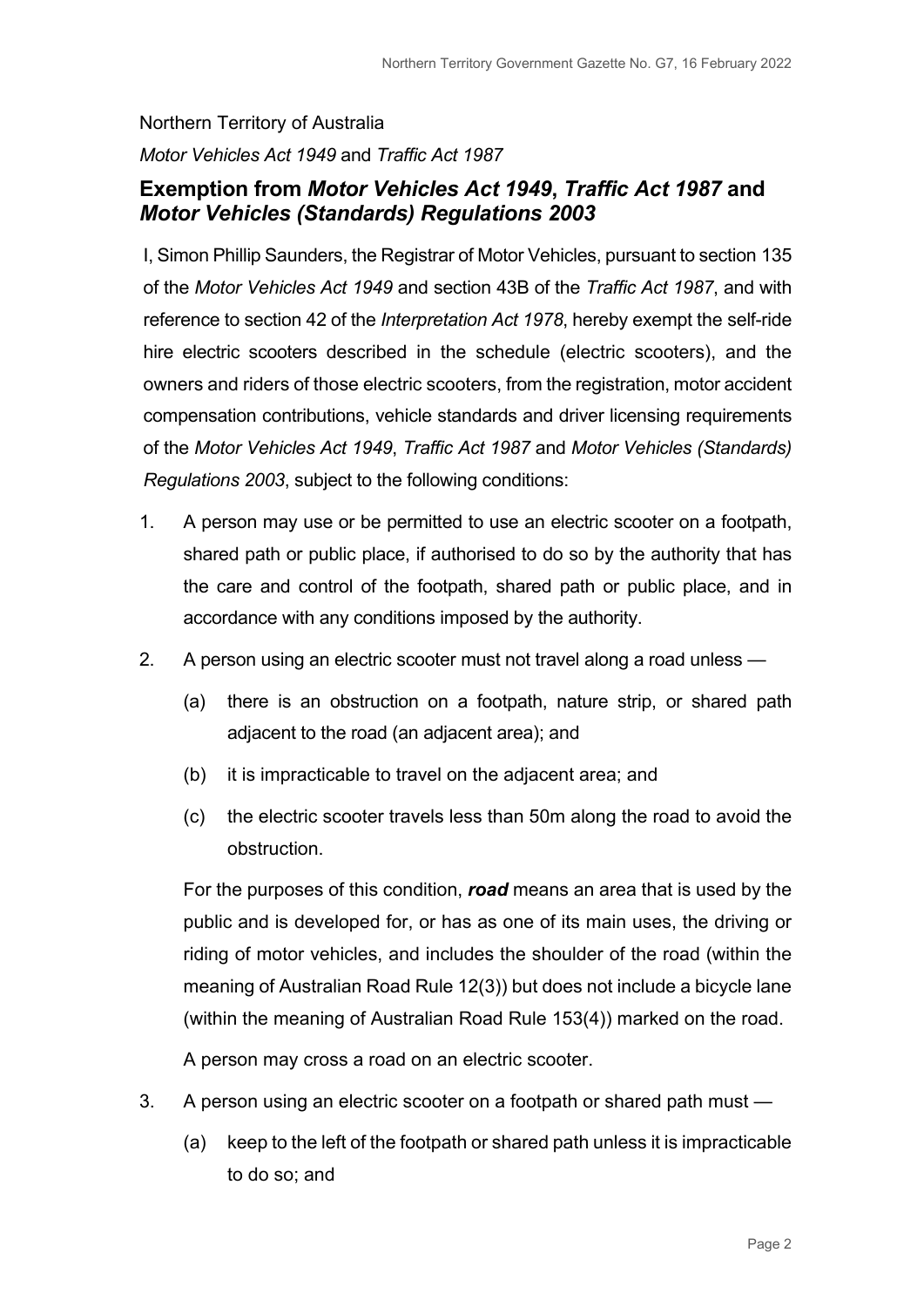Northern Territory of Australia

*Motor Vehicles Act 1949* and *Traffic Act 1987*

## Exemption from *Motor Vehicles Act 1949*, *Traffic Act 1987* and *Motor Vehicles (Standards) Regulations 2003*

I, Simon Phillip Saunders, the Registrar of Motor Vehicles, pursuant to section 135 of the *Motor Vehicles Act 1949* and section 43B of the *Traffic Act 1987*, and with reference to section 42 of the *Interpretation Act 1978*, hereby exempt the self-ride hire electric scooters described in the schedule (electric scooters), and the owners and riders of those electric scooters, from the registration, motor accident compensation contributions, vehicle standards and driver licensing requirements of the *Motor Vehicles Act 1949*, *Traffic Act 1987* and *Motor Vehicles (Standards) Regulations 2003*, subject to the following conditions:

1. A person may use or be permitted to use an electric scooter on a footpath, shared path or public place, if authorised to do so by the authority that has the care and control of the footpath, shared path or public place, and in accordance with any conditions imposed by the authority.

2. A person using an electric scooter must not travel along a road unless —

   (a) there is an obstruction on a footpath, nature strip, or shared path adjacent to the road (an adjacent area); and

   (b) it is impracticable to travel on the adjacent area; and

   (c) the electric scooter travels less than 50m along the road to avoid the obstruction.

   For the purposes of this condition, ***road*** means an area that is used by the public and is developed for, or has as one of its main uses, the driving or riding of motor vehicles, and includes the shoulder of the road (within the meaning of Australian Road Rule 12(3)) but does not include a bicycle lane (within the meaning of Australian Road Rule 153(4)) marked on the road.

   A person may cross a road on an electric scooter.

3. A person using an electric scooter on a footpath or shared path must —

   (a) keep to the left of the footpath or shared path unless it is impracticable to do so; and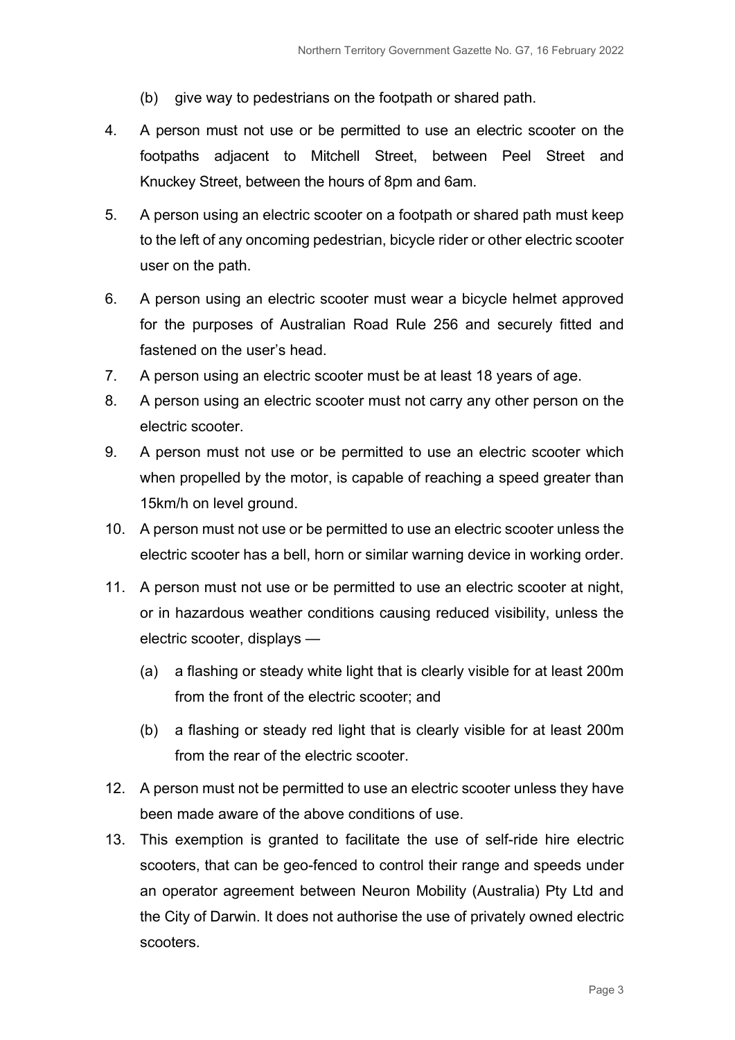(b) give way to pedestrians on the footpath or shared path.

4. A person must not use or be permitted to use an electric scooter on the footpaths adjacent to Mitchell Street, between Peel Street and Knuckey Street, between the hours of 8pm and 6am.

5. A person using an electric scooter on a footpath or shared path must keep to the left of any oncoming pedestrian, bicycle rider or other electric scooter user on the path.

6. A person using an electric scooter must wear a bicycle helmet approved for the purposes of Australian Road Rule 256 and securely fitted and fastened on the user's head.

7. A person using an electric scooter must be at least 18 years of age.

8. A person using an electric scooter must not carry any other person on the electric scooter.

9. A person must not use or be permitted to use an electric scooter which when propelled by the motor, is capable of reaching a speed greater than 15km/h on level ground.

10. A person must not use or be permitted to use an electric scooter unless the electric scooter has a bell, horn or similar warning device in working order.

11. A person must not use or be permitted to use an electric scooter at night, or in hazardous weather conditions causing reduced visibility, unless the electric scooter, displays —

    (a) a flashing or steady white light that is clearly visible for at least 200m from the front of the electric scooter; and

    (b) a flashing or steady red light that is clearly visible for at least 200m from the rear of the electric scooter.

12. A person must not be permitted to use an electric scooter unless they have been made aware of the above conditions of use.

13. This exemption is granted to facilitate the use of self-ride hire electric scooters, that can be geo-fenced to control their range and speeds under an operator agreement between Neuron Mobility (Australia) Pty Ltd and the City of Darwin. It does not authorise the use of privately owned electric scooters.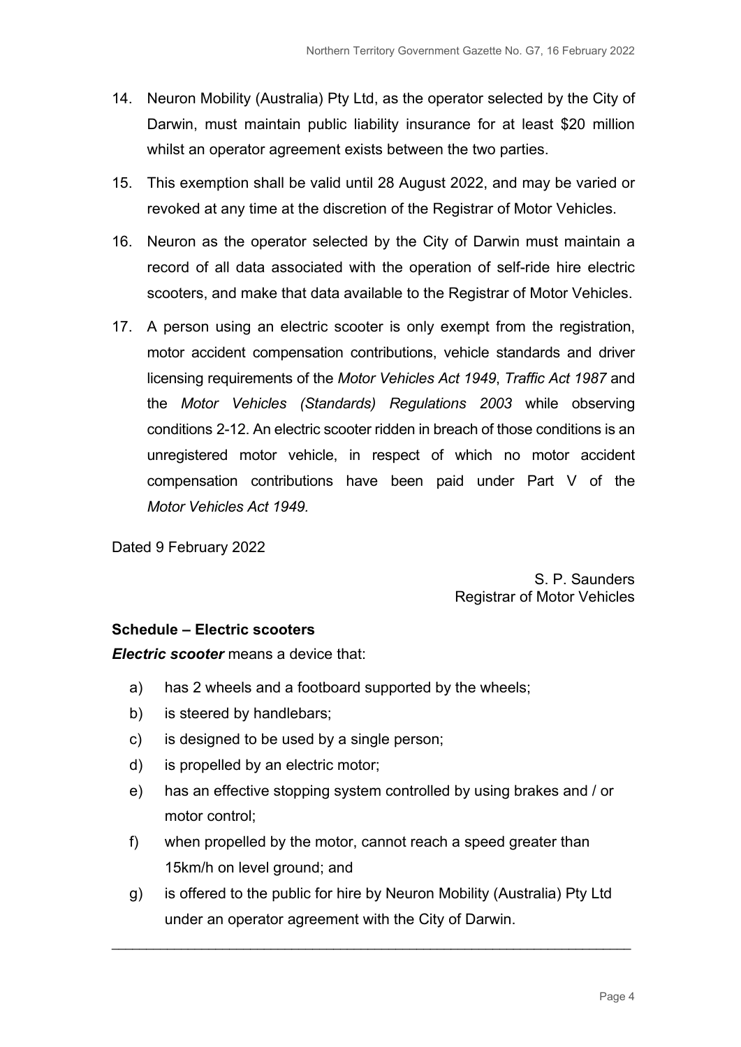14. Neuron Mobility (Australia) Pty Ltd, as the operator selected by the City of Darwin, must maintain public liability insurance for at least $20 million whilst an operator agreement exists between the two parties.

15. This exemption shall be valid until 28 August 2022, and may be varied or revoked at any time at the discretion of the Registrar of Motor Vehicles.

16. Neuron as the operator selected by the City of Darwin must maintain a record of all data associated with the operation of self-ride hire electric scooters, and make that data available to the Registrar of Motor Vehicles.

17. A person using an electric scooter is only exempt from the registration, motor accident compensation contributions, vehicle standards and driver licensing requirements of the *Motor Vehicles Act 1949*, *Traffic Act 1987* and the *Motor Vehicles (Standards) Regulations 2003* while observing conditions 2-12. An electric scooter ridden in breach of those conditions is an unregistered motor vehicle, in respect of which no motor accident compensation contributions have been paid under Part V of the *Motor Vehicles Act 1949.*

Dated 9 February 2022

S. P. Saunders
Registrar of Motor Vehicles

**Schedule – Electric scooters**

***Electric scooter*** means a device that:

a) has 2 wheels and a footboard supported by the wheels;
b) is steered by handlebars;
c) is designed to be used by a single person;
d) is propelled by an electric motor;
e) has an effective stopping system controlled by using brakes and / or motor control;
f) when propelled by the motor, cannot reach a speed greater than 15km/h on level ground; and
g) is offered to the public for hire by Neuron Mobility (Australia) Pty Ltd under an operator agreement with the City of Darwin.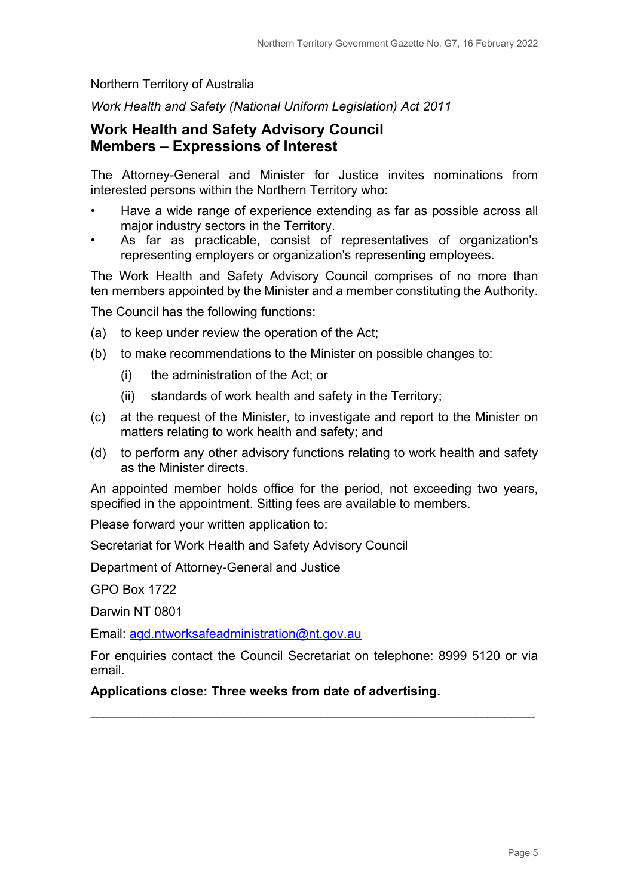Northern Territory of Australia

*Work Health and Safety (National Uniform Legislation) Act 2011*

## Work Health and Safety Advisory Council Members – Expressions of Interest

The Attorney-General and Minister for Justice invites nominations from interested persons within the Northern Territory who:

- Have a wide range of experience extending as far as possible across all major industry sectors in the Territory.
- As far as practicable, consist of representatives of organization's representing employers or organization's representing employees.

The Work Health and Safety Advisory Council comprises of no more than ten members appointed by the Minister and a member constituting the Authority.

The Council has the following functions:

(a) to keep under review the operation of the Act;

(b) to make recommendations to the Minister on possible changes to:

  (i) the administration of the Act; or

  (ii) standards of work health and safety in the Territory;

(c) at the request of the Minister, to investigate and report to the Minister on matters relating to work health and safety; and

(d) to perform any other advisory functions relating to work health and safety as the Minister directs.

An appointed member holds office for the period, not exceeding two years, specified in the appointment. Sitting fees are available to members.

Please forward your written application to:

Secretariat for Work Health and Safety Advisory Council

Department of Attorney-General and Justice

GPO Box 1722

Darwin NT 0801

Email: agd.ntworksafeadministration@nt.gov.au

For enquiries contact the Council Secretariat on telephone: 8999 5120 or via email.

**Applications close: Three weeks from date of advertising.**

---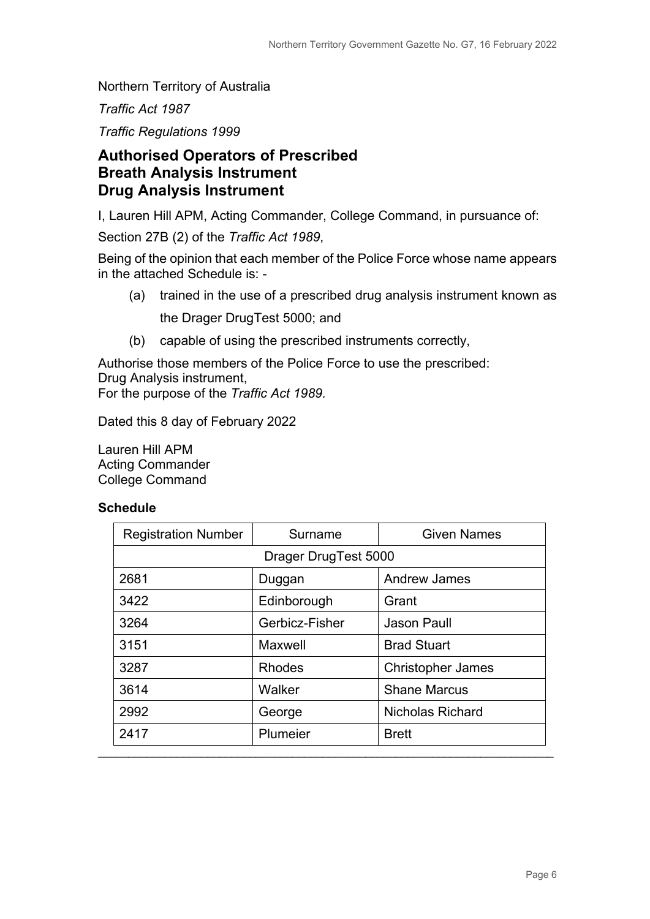Northern Territory of Australia

*Traffic Act 1987*

*Traffic Regulations 1999*

## Authorised Operators of Prescribed Breath Analysis Instrument Drug Analysis Instrument

I, Lauren Hill APM, Acting Commander, College Command, in pursuance of:

Section 27B (2) of the *Traffic Act 1989*,

Being of the opinion that each member of the Police Force whose name appears in the attached Schedule is: -

(a) trained in the use of a prescribed drug analysis instrument known as the Drager DrugTest 5000; and

(b) capable of using the prescribed instruments correctly,

Authorise those members of the Police Force to use the prescribed:
Drug Analysis instrument,
For the purpose of the *Traffic Act 1989.*

Dated this 8 day of February 2022

Lauren Hill APM
Acting Commander
College Command

**Schedule**

| Registration Number | Surname | Given Names |
|---|---|---|
| Drager DrugTest 5000 | | |
| 2681 | Duggan | Andrew James |
| 3422 | Edinborough | Grant |
| 3264 | Gerbicz-Fisher | Jason Paull |
| 3151 | Maxwell | Brad Stuart |
| 3287 | Rhodes | Christopher James |
| 3614 | Walker | Shane Marcus |
| 2992 | George | Nicholas Richard |
| 2417 | Plumeier | Brett |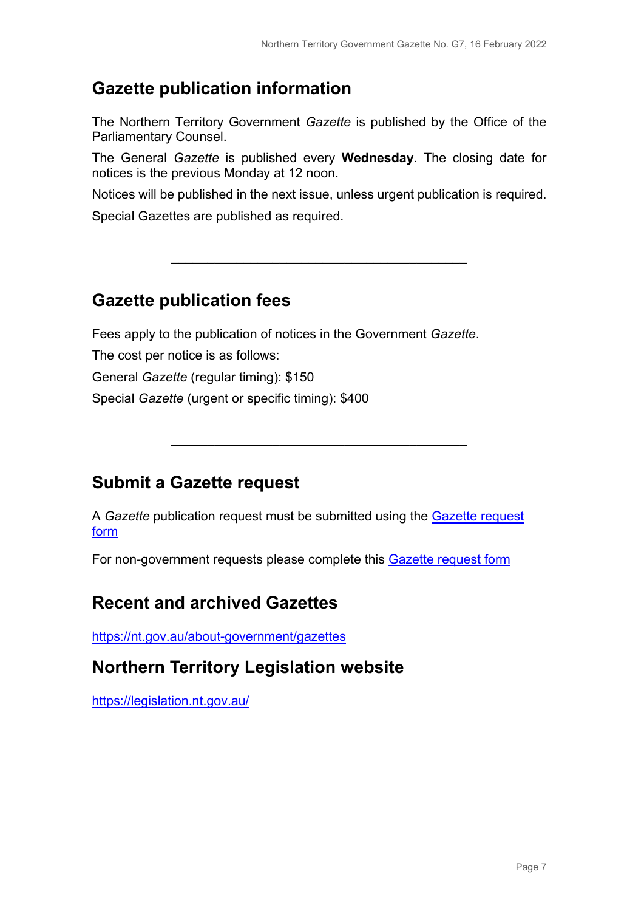## Gazette publication information

The Northern Territory Government *Gazette* is published by the Office of the Parliamentary Counsel.

The General *Gazette* is published every **Wednesday**. The closing date for notices is the previous Monday at 12 noon.

Notices will be published in the next issue, unless urgent publication is required.

Special Gazettes are published as required.

---

## Gazette publication fees

Fees apply to the publication of notices in the Government *Gazette*.

The cost per notice is as follows:

General *Gazette* (regular timing): $150

Special *Gazette* (urgent or specific timing): $400

---

## Submit a Gazette request

A *Gazette* publication request must be submitted using the Gazette request form

For non-government requests please complete this Gazette request form

## Recent and archived Gazettes

https://nt.gov.au/about-government/gazettes

## Northern Territory Legislation website

https://legislation.nt.gov.au/